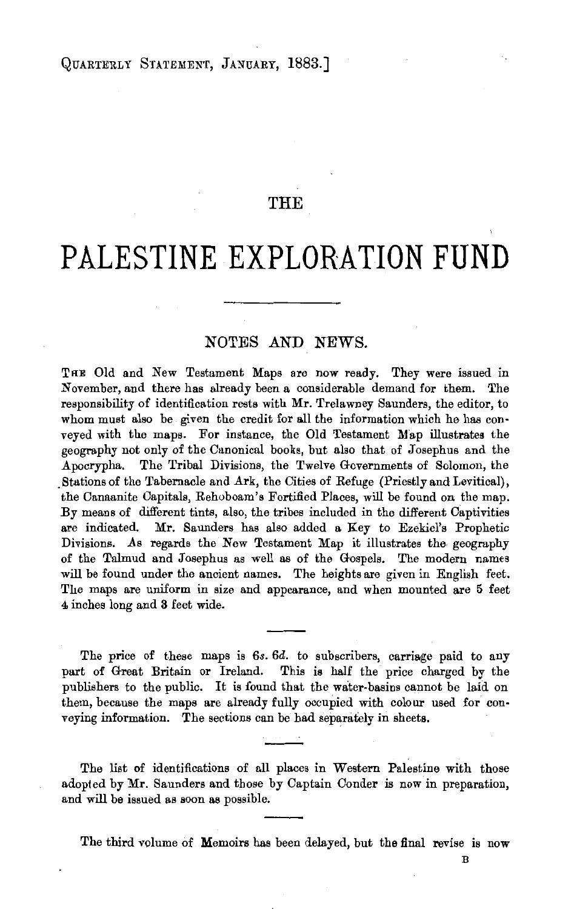# THE PALESTINE EXPLORATION FUND

## NOTES AND NEWS.

THE Old and New Testament Maps are now ready. They were issued in November, and there has already been a considerable demand for them. The responsibility of identification rests with Mr. Trelawney Saunders, the editor, to whom must also be given the credit for all the information which he has conveyed with the maps. For instance, the Old Testament Map illustrates the geography not only of the Canonical books, but also that of Josephus and the Apocrypha. The Tribal Divisions, the Twelve Governments of Solomon, the Stations of the Tabernacle and Ark, the Cities of Refuge (Priestly and Levitical), the Canaanite Capitals, Rehoboam's Fortified Places, will be found on the map. By means of different tints, also, the tribes included in the different Captivities are indicated. Mr. Saunders has also added a Key to Ezekiel's Prophetic Divisions. As regards the New Testament Map it illustrates the geography of the Talmud and Josephus as well as of the Gospels. The modern names will be found under the ancient names. The heights are given in English feet. The maps are uniform in size and appearance, and when mounted are 5 feet 4 inches long and 3 feet wide.

The price of these maps is 6*s.* 6*d.* to subscribers, carriage paid to any part of Great Britain or Ireland. This is half the price charged by the publishers to the public. It is found that the water-basins cannot be laid on them, because the maps are already fully occupied with colour used for conveying information. The sections can be had separately in sheets.

The list of identifications of all places in Western Palestine with those adopted by Mr. Saunders and those by Captain Conder is now in preparation, and will be issued as soon as possible.

The third volume of Memoirs has been delayed, but the final revise is now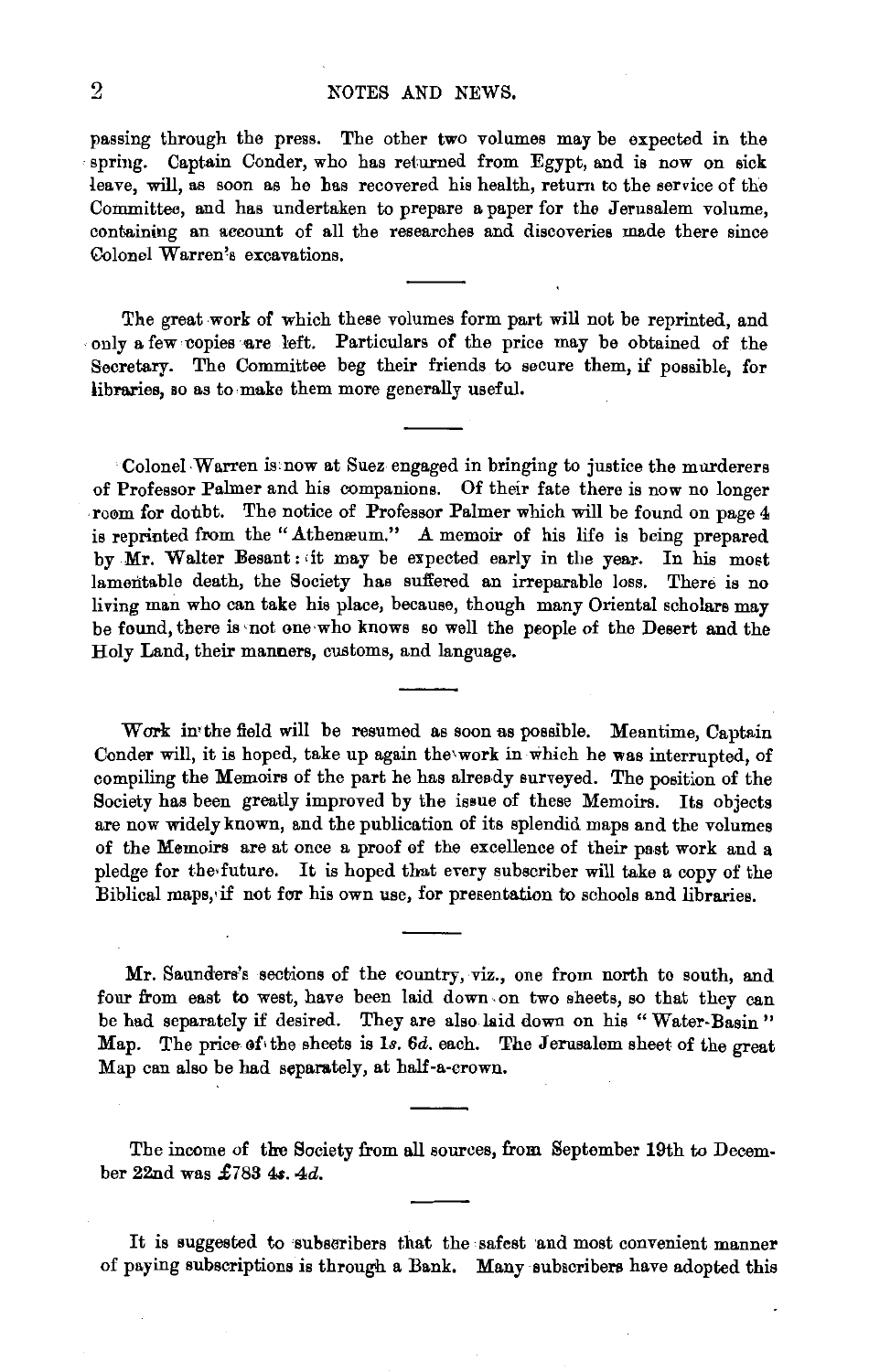passing through the press. The other two volumes may be expected in the spring. Captain Conder, who has returned from Egypt, and is now on sick leave, will, as soon as he has recovered his health, return to the service of the Committee, and has undertaken to prepare a paper for the Jerusalem volume, containing an account of all the researches and discoveries made there since Colonel Warren's excavations.

---

The great work of which these volumes form part will not be reprinted, and only a few copies are left. Particulars of the price may be obtained of the Secretary. The Committee beg their friends to secure them, if possible, for libraries, so as to make them more generally useful.

---

Colonel Warren is now at Suez engaged in bringing to justice the murderers of Professor Palmer and his companions. Of their fate there is now no longer room for doubt. The notice of Professor Palmer which will be found on page 4 is reprinted from the "Athenæum." A memoir of his life is being prepared by Mr. Walter Besant: it may be expected early in the year. In his most lamentable death, the Society has suffered an irreparable loss. There is no living man who can take his place, because, though many Oriental scholars may be found, there is not one who knows so well the people of the Desert and the Holy Land, their manners, customs, and language.

---

Work in the field will be resumed as soon as possible. Meantime, Captain Conder will, it is hoped, take up again the work in which he was interrupted, of compiling the Memoirs of the part he has already surveyed. The position of the Society has been greatly improved by the issue of these Memoirs. Its objects are now widely known, and the publication of its splendid maps and the volumes of the Memoirs are at once a proof of the excellence of their past work and a pledge for the future. It is hoped that every subscriber will take a copy of the Biblical maps, if not for his own use, for presentation to schools and libraries.

---

Mr. Saunders's sections of the country, viz., one from north to south, and four from east to west, have been laid down on two sheets, so that they can be had separately if desired. They are also laid down on his "Water-Basin" Map. The price of the sheets is 1*s*. 6*d*. each. The Jerusalem sheet of the great Map can also be had separately, at half-a-crown.

---

The income of the Society from all sources, from September 19th to December 22nd was £783 4*s*. 4*d*.

---

It is suggested to subscribers that the safest and most convenient manner of paying subscriptions is through a Bank. Many subscribers have adopted this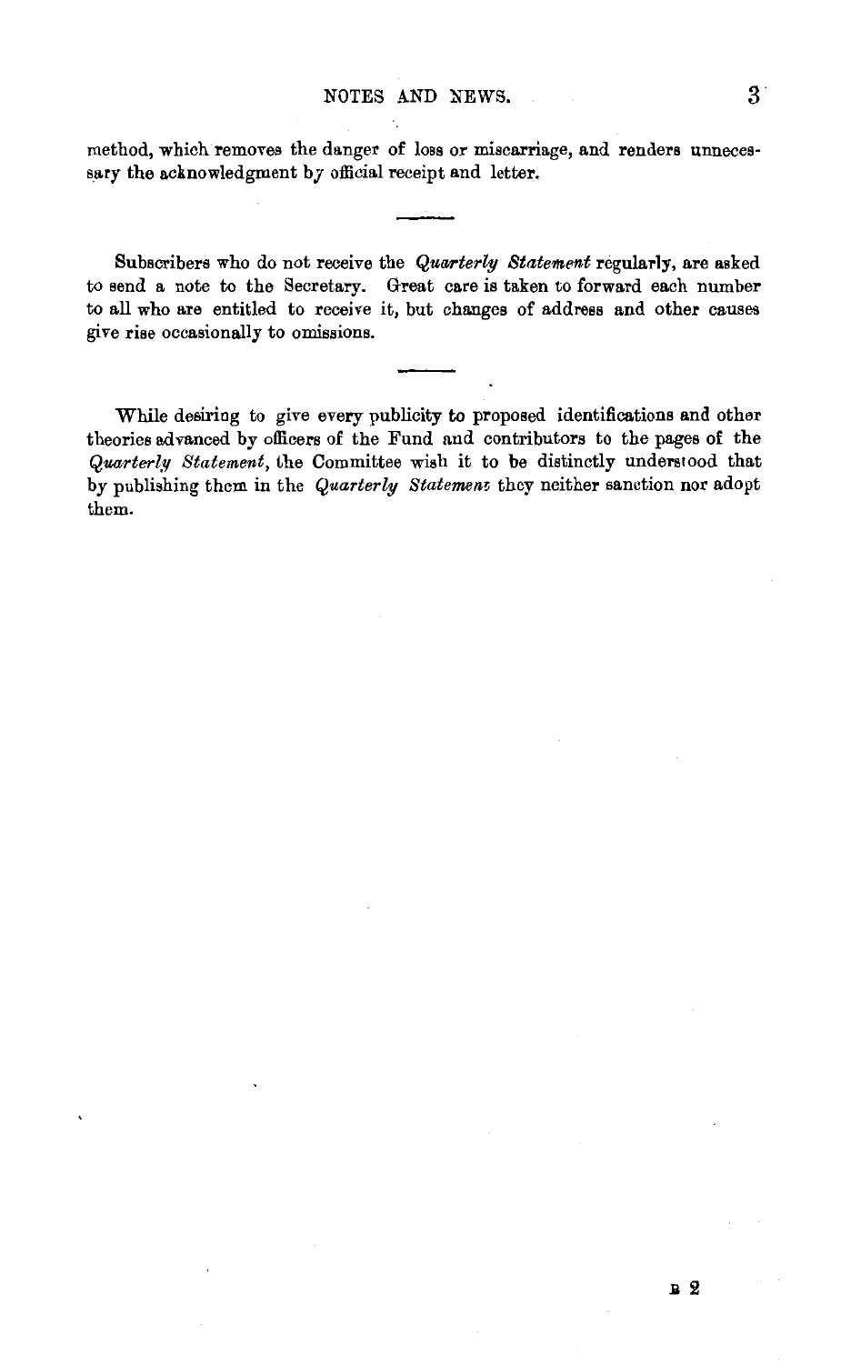method, which removes the danger of loss or miscarriage, and renders unnecessary the acknowledgment by official receipt and letter.

---

Subscribers who do not receive the *Quarterly Statement* regularly, are asked to send a note to the Secretary. Great care is taken to forward each number to all who are entitled to receive it, but changes of address and other causes give rise occasionally to omissions.

---

While desiring to give every publicity to proposed identifications and other theories advanced by officers of the Fund and contributors to the pages of the *Quarterly Statement*, the Committee wish it to be distinctly understood that by publishing them in the *Quarterly Statement* they neither sanction nor adopt them.